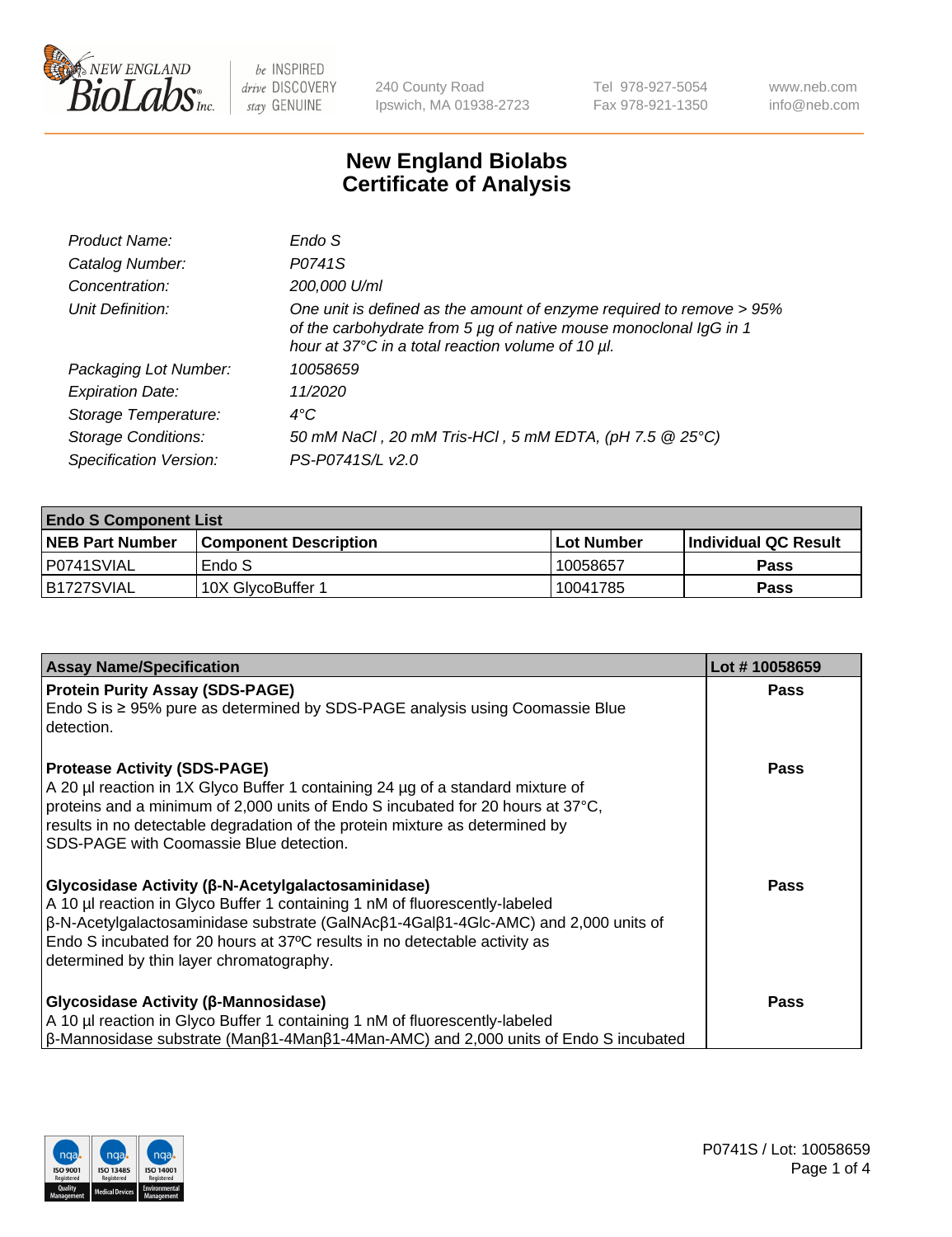# New England Biolabs
# Certificate of Analysis

| | |
|---|---|
| *Product Name:* | *Endo S* |
| *Catalog Number:* | *P0741S* |
| *Concentration:* | *200,000 U/ml* |
| *Unit Definition:* | *One unit is defined as the amount of enzyme required to remove > 95% of the carbohydrate from 5 µg of native mouse monoclonal IgG in 1 hour at 37°C in a total reaction volume of 10 µl.* |
| *Packaging Lot Number:* | *10058659* |
| *Expiration Date:* | *11/2020* |
| *Storage Temperature:* | *4°C* |
| *Storage Conditions:* | *50 mM NaCl , 20 mM Tris-HCl , 5 mM EDTA, (pH 7.5 @ 25°C)* |
| *Specification Version:* | *PS-P0741S/L v2.0* |

| **Endo S Component List** | | | |
|---|---|---|---|
| **NEB Part Number** | **Component Description** | **Lot Number** | **Individual QC Result** |
| P0741SVIAL | Endo S | 10058657 | **Pass** |
| B1727SVIAL | 10X GlycoBuffer 1 | 10041785 | **Pass** |

| **Assay Name/Specification** | **Lot # 10058659** |
|---|---|
| **Protein Purity Assay (SDS-PAGE)** Endo S is ≥ 95% pure as determined by SDS-PAGE analysis using Coomassie Blue detection. | **Pass** |
| **Protease Activity (SDS-PAGE)** A 20 µl reaction in 1X Glyco Buffer 1 containing 24 µg of a standard mixture of proteins and a minimum of 2,000 units of Endo S incubated for 20 hours at 37°C, results in no detectable degradation of the protein mixture as determined by SDS-PAGE with Coomassie Blue detection. | **Pass** |
| **Glycosidase Activity (β-N-Acetylgalactosaminidase)** A 10 µl reaction in Glyco Buffer 1 containing 1 nM of fluorescently-labeled β-N-Acetylgalactosaminidase substrate (GalNAcβ1-4Galβ1-4Glc-AMC) and 2,000 units of Endo S incubated for 20 hours at 37ºC results in no detectable activity as determined by thin layer chromatography. | **Pass** |
| **Glycosidase Activity (β-Mannosidase)** A 10 µl reaction in Glyco Buffer 1 containing 1 nM of fluorescently-labeled β-Mannosidase substrate (Manβ1-4Manβ1-4Man-AMC) and 2,000 units of Endo S incubated | **Pass** |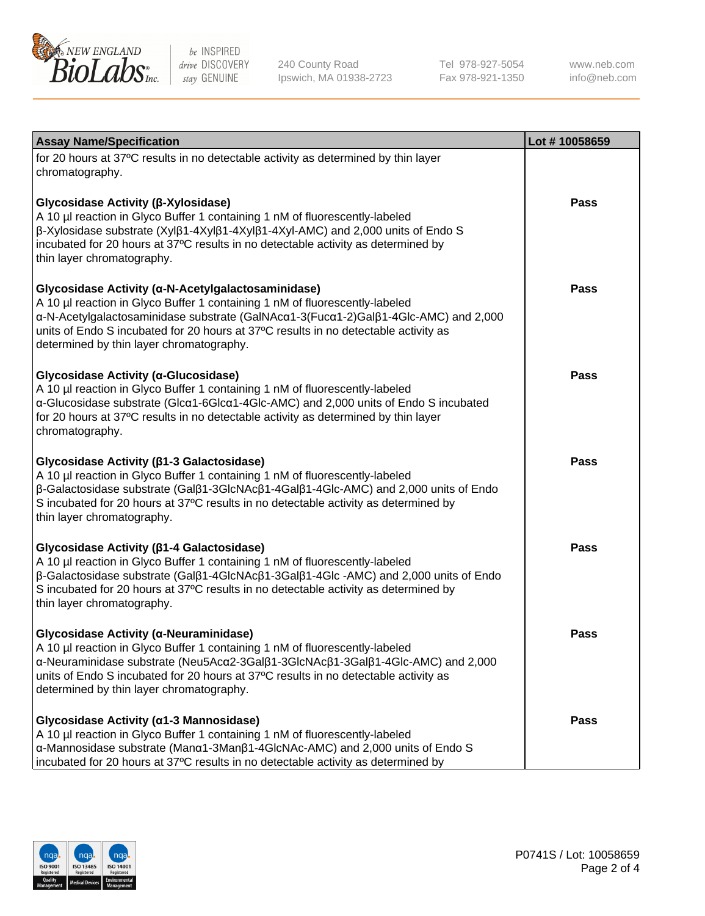| Assay Name/Specification | Lot # 10058659 |
|---|---|
| for 20 hours at 37ºC results in no detectable activity as determined by thin layer chromatography. | |
| **Glycosidase Activity (β-Xylosidase)**<br>A 10 µl reaction in Glyco Buffer 1 containing 1 nM of fluorescently-labeled β-Xylosidase substrate (Xylβ1-4Xylβ1-4Xylβ1-4Xyl-AMC) and 2,000 units of Endo S incubated for 20 hours at 37ºC results in no detectable activity as determined by thin layer chromatography. | Pass |
| **Glycosidase Activity (α-N-Acetylgalactosaminidase)**<br>A 10 µl reaction in Glyco Buffer 1 containing 1 nM of fluorescently-labeled α-N-Acetylgalactosaminidase substrate (GalNAcα1-3(Fucα1-2)Galβ1-4Glc-AMC) and 2,000 units of Endo S incubated for 20 hours at 37ºC results in no detectable activity as determined by thin layer chromatography. | Pass |
| **Glycosidase Activity (α-Glucosidase)**<br>A 10 µl reaction in Glyco Buffer 1 containing 1 nM of fluorescently-labeled α-Glucosidase substrate (Glcα1-6Glcα1-4Glc-AMC) and 2,000 units of Endo S incubated for 20 hours at 37ºC results in no detectable activity as determined by thin layer chromatography. | Pass |
| **Glycosidase Activity (β1-3 Galactosidase)**<br>A 10 µl reaction in Glyco Buffer 1 containing 1 nM of fluorescently-labeled β-Galactosidase substrate (Galβ1-3GlcNAcβ1-4Galβ1-4Glc-AMC) and 2,000 units of Endo S incubated for 20 hours at 37ºC results in no detectable activity as determined by thin layer chromatography. | Pass |
| **Glycosidase Activity (β1-4 Galactosidase)**<br>A 10 µl reaction in Glyco Buffer 1 containing 1 nM of fluorescently-labeled β-Galactosidase substrate (Galβ1-4GlcNAcβ1-3Galβ1-4Glc -AMC) and 2,000 units of Endo S incubated for 20 hours at 37ºC results in no detectable activity as determined by thin layer chromatography. | Pass |
| **Glycosidase Activity (α-Neuraminidase)**<br>A 10 µl reaction in Glyco Buffer 1 containing 1 nM of fluorescently-labeled α-Neuraminidase substrate (Neu5Acα2-3Galβ1-3GlcNAcβ1-3Galβ1-4Glc-AMC) and 2,000 units of Endo S incubated for 20 hours at 37ºC results in no detectable activity as determined by thin layer chromatography. | Pass |
| **Glycosidase Activity (α1-3 Mannosidase)**<br>A 10 µl reaction in Glyco Buffer 1 containing 1 nM of fluorescently-labeled α-Mannosidase substrate (Manα1-3Manβ1-4GlcNAc-AMC) and 2,000 units of Endo S incubated for 20 hours at 37ºC results in no detectable activity as determined by | Pass |

P0741S / Lot: 10058659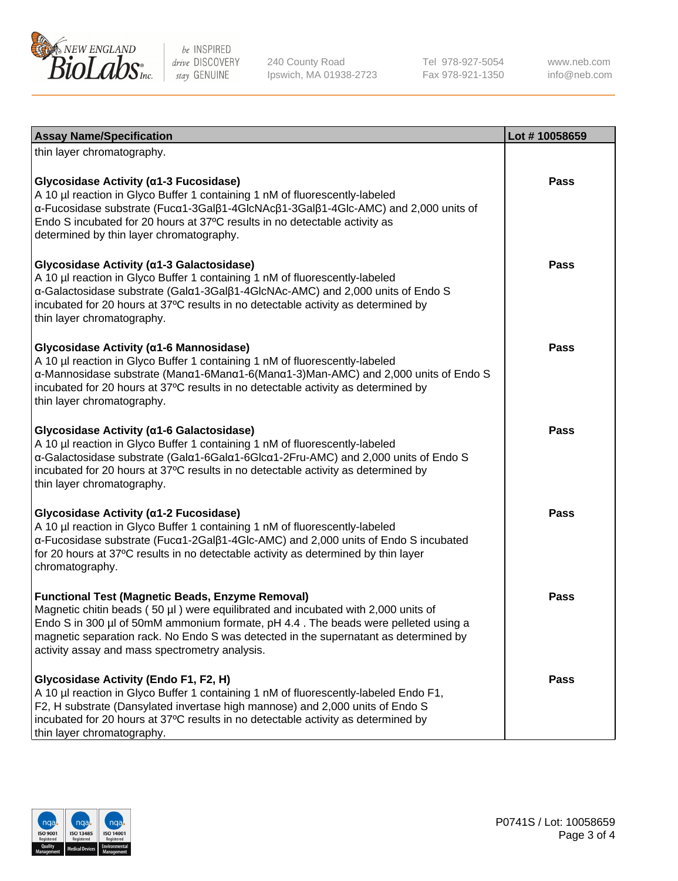| Assay Name/Specification | Lot # 10058659 |
|---|---|
| thin layer chromatography. | |
| **Glycosidase Activity (α1-3 Fucosidase)**<br>A 10 µl reaction in Glyco Buffer 1 containing 1 nM of fluorescently-labeled α-Fucosidase substrate (Fucα1-3Galβ1-4GlcNAcβ1-3Galβ1-4Glc-AMC) and 2,000 units of Endo S incubated for 20 hours at 37ºC results in no detectable activity as determined by thin layer chromatography. | Pass |
| **Glycosidase Activity (α1-3 Galactosidase)**<br>A 10 µl reaction in Glyco Buffer 1 containing 1 nM of fluorescently-labeled α-Galactosidase substrate (Galα1-3Galβ1-4GlcNAc-AMC) and 2,000 units of Endo S incubated for 20 hours at 37ºC results in no detectable activity as determined by thin layer chromatography. | Pass |
| **Glycosidase Activity (α1-6 Mannosidase)**<br>A 10 µl reaction in Glyco Buffer 1 containing 1 nM of fluorescently-labeled α-Mannosidase substrate (Manα1-6Manα1-6(Manα1-3)Man-AMC) and 2,000 units of Endo S incubated for 20 hours at 37ºC results in no detectable activity as determined by thin layer chromatography. | Pass |
| **Glycosidase Activity (α1-6 Galactosidase)**<br>A 10 µl reaction in Glyco Buffer 1 containing 1 nM of fluorescently-labeled α-Galactosidase substrate (Galα1-6Galα1-6Glcα1-2Fru-AMC) and 2,000 units of Endo S incubated for 20 hours at 37ºC results in no detectable activity as determined by thin layer chromatography. | Pass |
| **Glycosidase Activity (α1-2 Fucosidase)**<br>A 10 µl reaction in Glyco Buffer 1 containing 1 nM of fluorescently-labeled α-Fucosidase substrate (Fucα1-2Galβ1-4Glc-AMC) and 2,000 units of Endo S incubated for 20 hours at 37ºC results in no detectable activity as determined by thin layer chromatography. | Pass |
| **Functional Test (Magnetic Beads, Enzyme Removal)**<br>Magnetic chitin beads ( 50 µl ) were equilibrated and incubated with 2,000 units of Endo S in 300 µl of 50mM ammonium formate, pH 4.4 . The beads were pelleted using a magnetic separation rack. No Endo S was detected in the supernatant as determined by activity assay and mass spectrometry analysis. | Pass |
| **Glycosidase Activity (Endo F1, F2, H)**<br>A 10 µl reaction in Glyco Buffer 1 containing 1 nM of fluorescently-labeled Endo F1, F2, H substrate (Dansylated invertase high mannose) and 2,000 units of Endo S incubated for 20 hours at 37ºC results in no detectable activity as determined by thin layer chromatography. | Pass |

P0741S / Lot: 10058659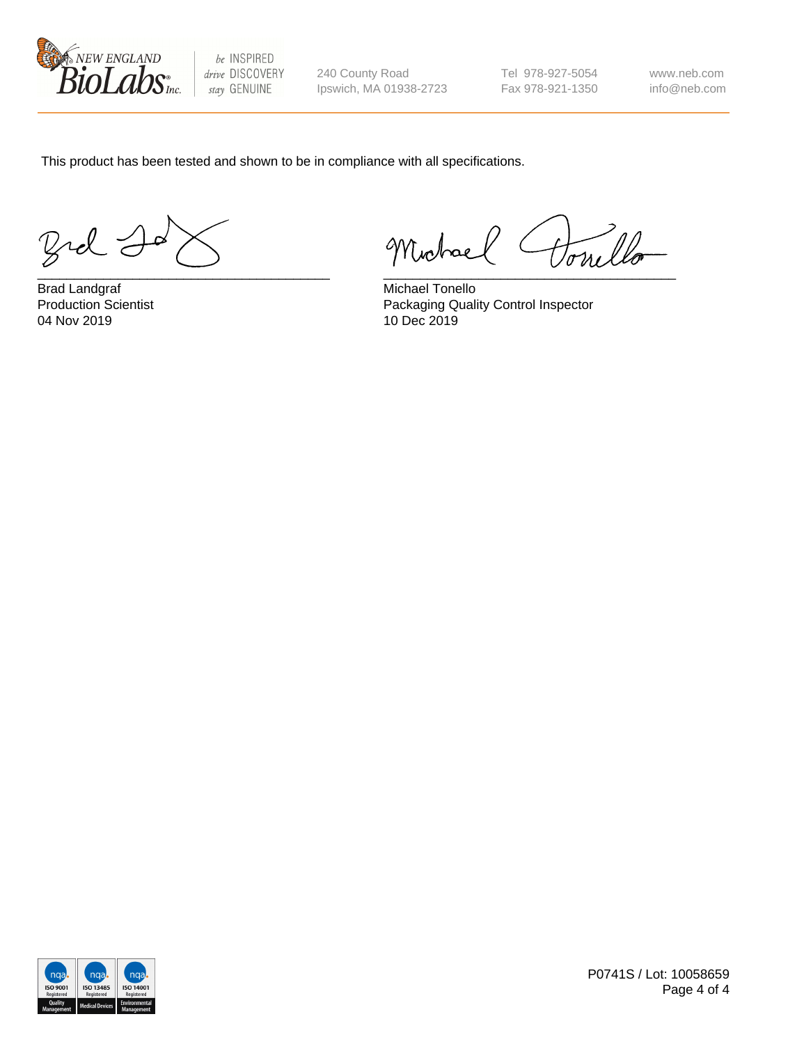This product has been tested and shown to be in compliance with all specifications.

Brad Landgraf
Production Scientist
04 Nov 2019

Michael Tonello
Packaging Quality Control Inspector
10 Dec 2019

P0741S / Lot: 10058659